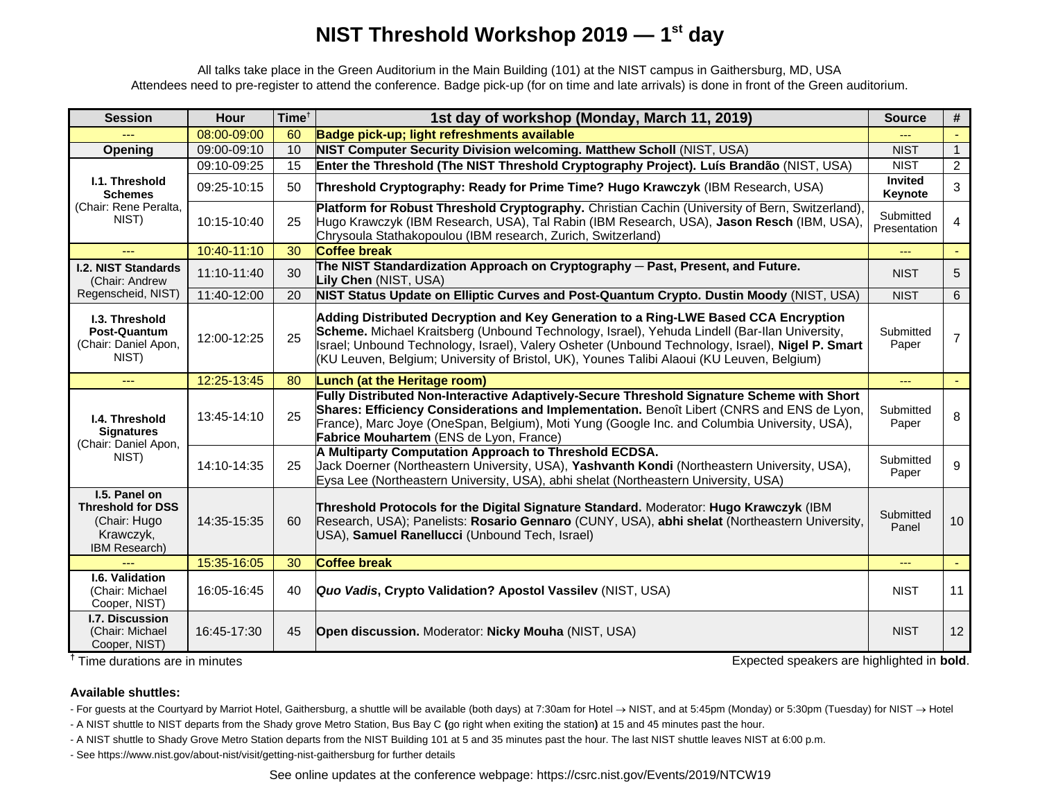# NIST Threshold Workshop 2019 — 1st day

All talks take place in the Green Auditorium in the Main Building (101) at the NIST campus in Gaithersburg, MD, USA
Attendees need to pre-register to attend the conference. Badge pick-up (for on time and late arrivals) is done in front of the Green auditorium.

| Session | Hour | Time† | 1st day of workshop (Monday, March 11, 2019) | Source | # |
|---|---|---|---|---|---|
| --- | 08:00-09:00 | 60 | **Badge pick-up; light refreshments available** | --- | - |
| **Opening** | 09:00-09:10 | 10 | **NIST Computer Security Division welcoming. Matthew Scholl** (NIST, USA) | NIST | 1 |
| **I.1. Threshold Schemes** (Chair: Rene Peralta, NIST) | 09:10-09:25 | 15 | **Enter the Threshold (The NIST Threshold Cryptography Project). Luís Brandão** (NIST, USA) | NIST | 2 |
| | 09:25-10:15 | 50 | **Threshold Cryptography: Ready for Prime Time? Hugo Krawczyk** (IBM Research, USA) | **Invited Keynote** | 3 |
| | 10:15-10:40 | 25 | **Platform for Robust Threshold Cryptography.** Christian Cachin (University of Bern, Switzerland), Hugo Krawczyk (IBM Research, USA), Tal Rabin (IBM Research, USA), **Jason Resch** (IBM, USA), Chrysoula Stathakopoulou (IBM research, Zurich, Switzerland) | Submitted Presentation | 4 |
| --- | 10:40-11:10 | 30 | **Coffee break** | --- | - |
| **I.2. NIST Standards** (Chair: Andrew Regenscheid, NIST) | 11:10-11:40 | 30 | **The NIST Standardization Approach on Cryptography ─ Past, Present, and Future. Lily Chen** (NIST, USA) | NIST | 5 |
| | 11:40-12:00 | 20 | **NIST Status Update on Elliptic Curves and Post-Quantum Crypto. Dustin Moody** (NIST, USA) | NIST | 6 |
| **I.3. Threshold Post-Quantum** (Chair: Daniel Apon, NIST) | 12:00-12:25 | 25 | **Adding Distributed Decryption and Key Generation to a Ring-LWE Based CCA Encryption Scheme.** Michael Kraitsberg (Unbound Technology, Israel), Yehuda Lindell (Bar-Ilan University, Israel; Unbound Technology, Israel), Valery Osheter (Unbound Technology, Israel), **Nigel P. Smart** (KU Leuven, Belgium; University of Bristol, UK), Younes Talibi Alaoui (KU Leuven, Belgium) | Submitted Paper | 7 |
| --- | 12:25-13:45 | 80 | **Lunch (at the Heritage room)** | --- | - |
| **I.4. Threshold Signatures** (Chair: Daniel Apon, NIST) | 13:45-14:10 | 25 | **Fully Distributed Non-Interactive Adaptively-Secure Threshold Signature Scheme with Short Shares: Efficiency Considerations and Implementation.** Benoît Libert (CNRS and ENS de Lyon, France), Marc Joye (OneSpan, Belgium), Moti Yung (Google Inc. and Columbia University, USA), **Fabrice Mouhartem** (ENS de Lyon, France) | Submitted Paper | 8 |
| | 14:10-14:35 | 25 | **A Multiparty Computation Approach to Threshold ECDSA.** Jack Doerner (Northeastern University, USA), **Yashvanth Kondi** (Northeastern University, USA), Eysa Lee (Northeastern University, USA), abhi shelat (Northeastern University, USA) | Submitted Paper | 9 |
| **I.5. Panel on Threshold for DSS** (Chair: Hugo Krawczyk, IBM Research) | 14:35-15:35 | 60 | **Threshold Protocols for the Digital Signature Standard.** Moderator: **Hugo Krawczyk** (IBM Research, USA); Panelists: **Rosario Gennaro** (CUNY, USA), **abhi shelat** (Northeastern University, USA), **Samuel Ranellucci** (Unbound Tech, Israel) | Submitted Panel | 10 |
| --- | 15:35-16:05 | 30 | **Coffee break** | --- | - |
| **I.6. Validation** (Chair: Michael Cooper, NIST) | 16:05-16:45 | 40 | ***Quo Vadis*, Crypto Validation? Apostol Vassilev** (NIST, USA) | NIST | 11 |
| **I.7. Discussion** (Chair: Michael Cooper, NIST) | 16:45-17:30 | 45 | **Open discussion.** Moderator: **Nicky Mouha** (NIST, USA) | NIST | 12 |

† Time durations are in minutes

Expected speakers are highlighted in **bold**.

**Available shuttles:**

- For guests at the Courtyard by Marriot Hotel, Gaithersburg, a shuttle will be available (both days) at 7:30am for Hotel → NIST, and at 5:45pm (Monday) or 5:30pm (Tuesday) for NIST → Hotel
- A NIST shuttle to NIST departs from the Shady grove Metro Station, Bus Bay C **(**go right when exiting the station**)** at 15 and 45 minutes past the hour.
- A NIST shuttle to Shady Grove Metro Station departs from the NIST Building 101 at 5 and 35 minutes past the hour. The last NIST shuttle leaves NIST at 6:00 p.m.
- See https://www.nist.gov/about-nist/visit/getting-nist-gaithersburg for further details

See online updates at the conference webpage: https://csrc.nist.gov/Events/2019/NTCW19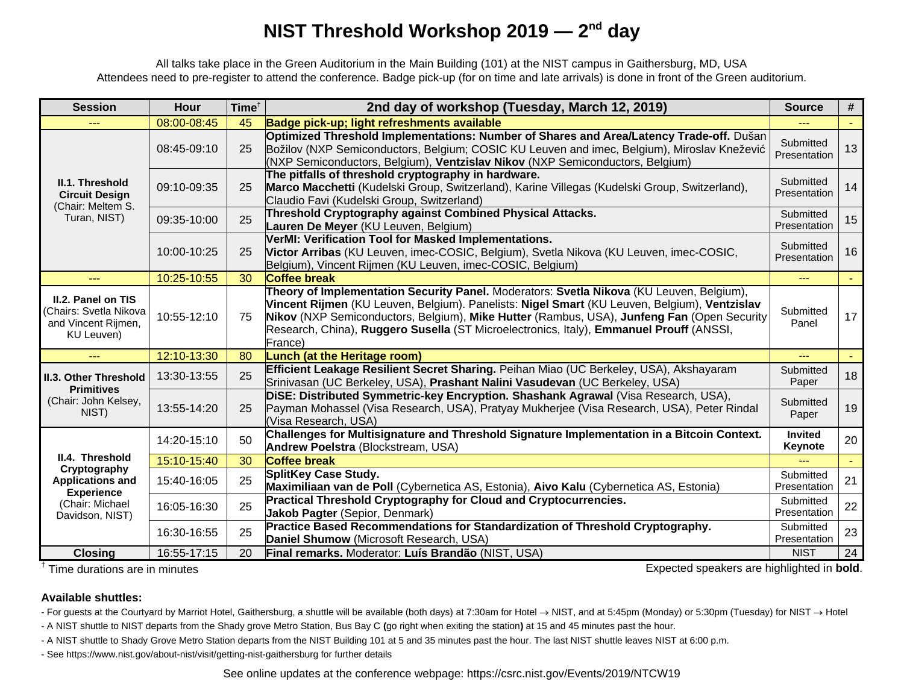# NIST Threshold Workshop 2019 — 2nd day

All talks take place in the Green Auditorium in the Main Building (101) at the NIST campus in Gaithersburg, MD, USA
Attendees need to pre-register to attend the conference. Badge pick-up (for on time and late arrivals) is done in front of the Green auditorium.

| Session | Hour | Time† | 2nd day of workshop (Tuesday, March 12, 2019) | Source | # |
|---|---|---|---|---|---|
| --- | 08:00-08:45 | 45 | **Badge pick-up; light refreshments available** | --- | - |
| **II.1. Threshold Circuit Design** (Chair: Meltem S. Turan, NIST) | 08:45-09:10 | 25 | **Optimized Threshold Implementations: Number of Shares and Area/Latency Trade-off.** Dušan Božilov (NXP Semiconductors, Belgium; COSIC KU Leuven and imec, Belgium), Miroslav Knežević (NXP Semiconductors, Belgium), **Ventzislav Nikov** (NXP Semiconductors, Belgium) | Submitted Presentation | 13 |
| | 09:10-09:35 | 25 | **The pitfalls of threshold cryptography in hardware.** **Marco Macchetti** (Kudelski Group, Switzerland), Karine Villegas (Kudelski Group, Switzerland), Claudio Favi (Kudelski Group, Switzerland) | Submitted Presentation | 14 |
| | 09:35-10:00 | 25 | **Threshold Cryptography against Combined Physical Attacks.** **Lauren De Meyer** (KU Leuven, Belgium) | Submitted Presentation | 15 |
| | 10:00-10:25 | 25 | **VerMI: Verification Tool for Masked Implementations.** **Victor Arribas** (KU Leuven, imec-COSIC, Belgium), Svetla Nikova (KU Leuven, imec-COSIC, Belgium), Vincent Rijmen (KU Leuven, imec-COSIC, Belgium) | Submitted Presentation | 16 |
| --- | 10:25-10:55 | 30 | **Coffee break** | --- | - |
| **II.2. Panel on TIS** (Chairs: Svetla Nikova and Vincent Rijmen, KU Leuven) | 10:55-12:10 | 75 | **Theory of Implementation Security Panel.** Moderators: **Svetla Nikova** (KU Leuven, Belgium), **Vincent Rijmen** (KU Leuven, Belgium). Panelists: **Nigel Smart** (KU Leuven, Belgium), **Ventzislav Nikov** (NXP Semiconductors, Belgium), **Mike Hutter** (Rambus, USA), **Junfeng Fan** (Open Security Research, China), **Ruggero Susella** (ST Microelectronics, Italy), **Emmanuel Prouff** (ANSSI, France) | Submitted Panel | 17 |
| --- | 12:10-13:30 | 80 | **Lunch (at the Heritage room)** | --- | - |
| **II.3. Other Threshold Primitives** (Chair: John Kelsey, NIST) | 13:30-13:55 | 25 | **Efficient Leakage Resilient Secret Sharing.** Peihan Miao (UC Berkeley, USA), Akshayaram Srinivasan (UC Berkeley, USA), **Prashant Nalini Vasudevan** (UC Berkeley, USA) | Submitted Paper | 18 |
| | 13:55-14:20 | 25 | **DiSE: Distributed Symmetric-key Encryption.** **Shashank Agrawal** (Visa Research, USA), Payman Mohassel (Visa Research, USA), Pratyay Mukherjee (Visa Research, USA), Peter Rindal (Visa Research, USA) | Submitted Paper | 19 |
| **II.4. Threshold Cryptography Applications and Experience** (Chair: Michael Davidson, NIST) | 14:20-15:10 | 50 | **Challenges for Multisignature and Threshold Signature Implementation in a Bitcoin Context.** **Andrew Poelstra** (Blockstream, USA) | **Invited Keynote** | 20 |
| | 15:10-15:40 | 30 | **Coffee break** | --- | - |
| | 15:40-16:05 | 25 | **SplitKey Case Study.** **Maximiliaan van de Poll** (Cybernetica AS, Estonia), **Aivo Kalu** (Cybernetica AS, Estonia) | Submitted Presentation | 21 |
| | 16:05-16:30 | 25 | **Practical Threshold Cryptography for Cloud and Cryptocurrencies.** **Jakob Pagter** (Sepior, Denmark) | Submitted Presentation | 22 |
| | 16:30-16:55 | 25 | **Practice Based Recommendations for Standardization of Threshold Cryptography.** **Daniel Shumow** (Microsoft Research, USA) | Submitted Presentation | 23 |
| **Closing** | 16:55-17:15 | 20 | **Final remarks.** Moderator: **Luís Brandão** (NIST, USA) | NIST | 24 |

† Time durations are in minutes

Expected speakers are highlighted in **bold**.

**Available shuttles:**

- For guests at the Courtyard by Marriott Hotel, Gaithersburg, a shuttle will be available (both days) at 7:30am for Hotel → NIST, and at 5:45pm (Monday) or 5:30pm (Tuesday) for NIST → Hotel
- A NIST shuttle to NIST departs from the Shady grove Metro Station, Bus Bay C **(**go right when exiting the station**)** at 15 and 45 minutes past the hour.
- A NIST shuttle to Shady Grove Metro Station departs from the NIST Building 101 at 5 and 35 minutes past the hour. The last NIST shuttle leaves NIST at 6:00 p.m.
- See https://www.nist.gov/about-nist/visit/getting-nist-gaithersburg for further details

See online updates at the conference webpage: https://csrc.nist.gov/Events/2019/NTCW19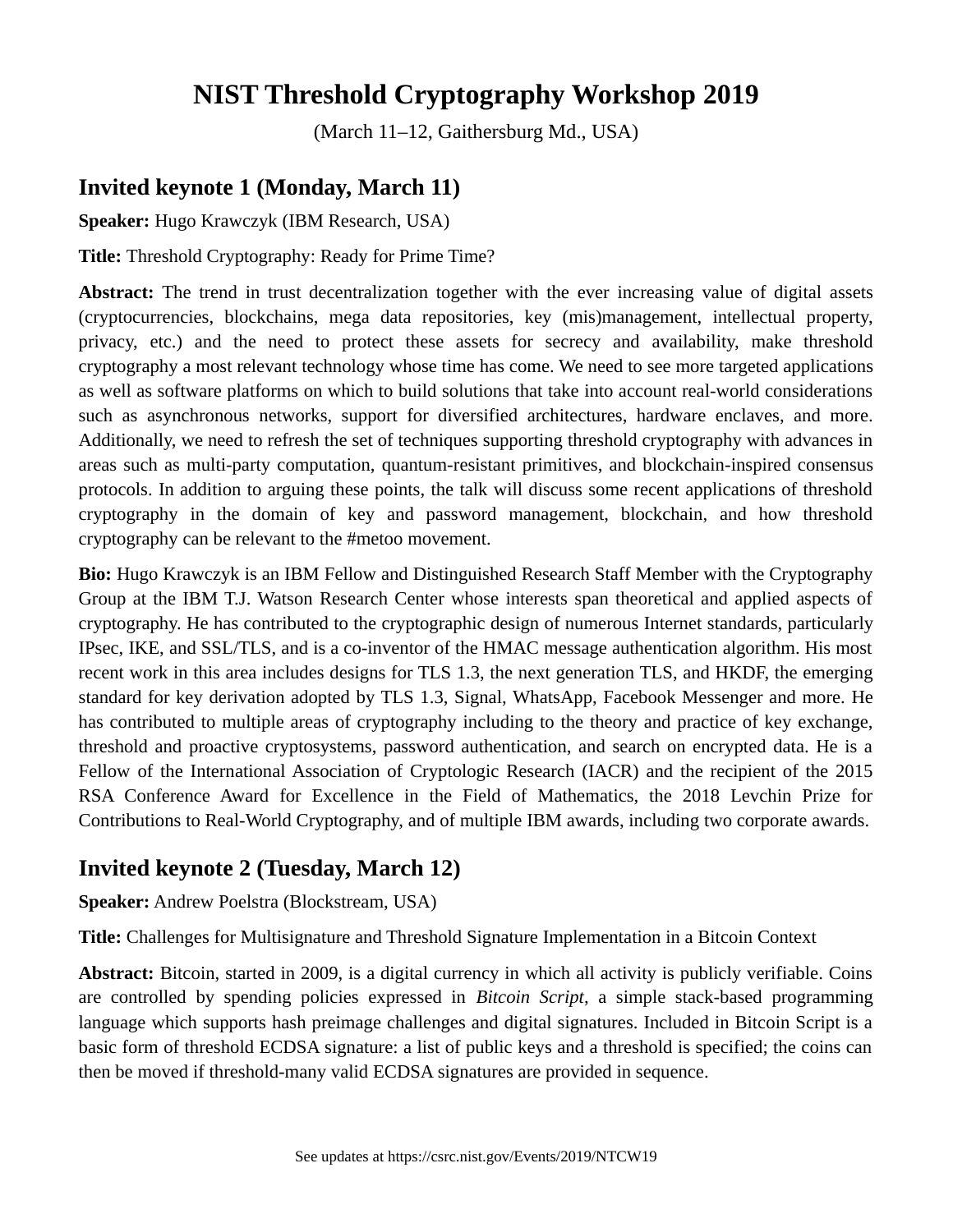# NIST Threshold Cryptography Workshop 2019

(March 11–12, Gaithersburg Md., USA)

## Invited keynote 1 (Monday, March 11)

**Speaker:** Hugo Krawczyk (IBM Research, USA)

**Title:** Threshold Cryptography: Ready for Prime Time?

**Abstract:** The trend in trust decentralization together with the ever increasing value of digital assets (cryptocurrencies, blockchains, mega data repositories, key (mis)management, intellectual property, privacy, etc.) and the need to protect these assets for secrecy and availability, make threshold cryptography a most relevant technology whose time has come. We need to see more targeted applications as well as software platforms on which to build solutions that take into account real-world considerations such as asynchronous networks, support for diversified architectures, hardware enclaves, and more. Additionally, we need to refresh the set of techniques supporting threshold cryptography with advances in areas such as multi-party computation, quantum-resistant primitives, and blockchain-inspired consensus protocols. In addition to arguing these points, the talk will discuss some recent applications of threshold cryptography in the domain of key and password management, blockchain, and how threshold cryptography can be relevant to the #metoo movement.

**Bio:** Hugo Krawczyk is an IBM Fellow and Distinguished Research Staff Member with the Cryptography Group at the IBM T.J. Watson Research Center whose interests span theoretical and applied aspects of cryptography. He has contributed to the cryptographic design of numerous Internet standards, particularly IPsec, IKE, and SSL/TLS, and is a co-inventor of the HMAC message authentication algorithm. His most recent work in this area includes designs for TLS 1.3, the next generation TLS, and HKDF, the emerging standard for key derivation adopted by TLS 1.3, Signal, WhatsApp, Facebook Messenger and more. He has contributed to multiple areas of cryptography including to the theory and practice of key exchange, threshold and proactive cryptosystems, password authentication, and search on encrypted data. He is a Fellow of the International Association of Cryptologic Research (IACR) and the recipient of the 2015 RSA Conference Award for Excellence in the Field of Mathematics, the 2018 Levchin Prize for Contributions to Real-World Cryptography, and of multiple IBM awards, including two corporate awards.

## Invited keynote 2 (Tuesday, March 12)

**Speaker:** Andrew Poelstra (Blockstream, USA)

**Title:** Challenges for Multisignature and Threshold Signature Implementation in a Bitcoin Context

**Abstract:** Bitcoin, started in 2009, is a digital currency in which all activity is publicly verifiable. Coins are controlled by spending policies expressed in *Bitcoin Script*, a simple stack-based programming language which supports hash preimage challenges and digital signatures. Included in Bitcoin Script is a basic form of threshold ECDSA signature: a list of public keys and a threshold is specified; the coins can then be moved if threshold-many valid ECDSA signatures are provided in sequence.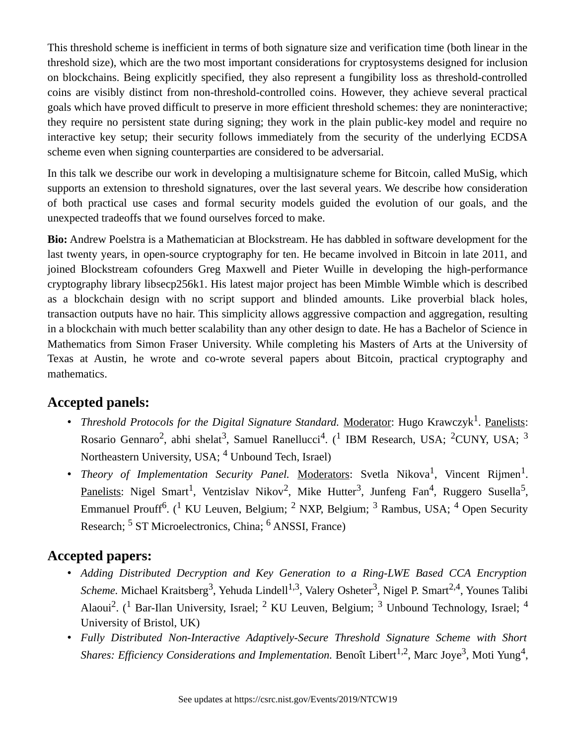This threshold scheme is inefficient in terms of both signature size and verification time (both linear in the threshold size), which are the two most important considerations for cryptosystems designed for inclusion on blockchains. Being explicitly specified, they also represent a fungibility loss as threshold-controlled coins are visibly distinct from non-threshold-controlled coins. However, they achieve several practical goals which have proved difficult to preserve in more efficient threshold schemes: they are noninteractive; they require no persistent state during signing; they work in the plain public-key model and require no interactive key setup; their security follows immediately from the security of the underlying ECDSA scheme even when signing counterparties are considered to be adversarial.

In this talk we describe our work in developing a multisignature scheme for Bitcoin, called MuSig, which supports an extension to threshold signatures, over the last several years. We describe how consideration of both practical use cases and formal security models guided the evolution of our goals, and the unexpected tradeoffs that we found ourselves forced to make.

**Bio:** Andrew Poelstra is a Mathematician at Blockstream. He has dabbled in software development for the last twenty years, in open-source cryptography for ten. He became involved in Bitcoin in late 2011, and joined Blockstream cofounders Greg Maxwell and Pieter Wuille in developing the high-performance cryptography library libsecp256k1. His latest major project has been Mimble Wimble which is described as a blockchain design with no script support and blinded amounts. Like proverbial black holes, transaction outputs have no hair. This simplicity allows aggressive compaction and aggregation, resulting in a blockchain with much better scalability than any other design to date. He has a Bachelor of Science in Mathematics from Simon Fraser University. While completing his Masters of Arts at the University of Texas at Austin, he wrote and co-wrote several papers about Bitcoin, practical cryptography and mathematics.

## Accepted panels:

- *Threshold Protocols for the Digital Signature Standard.* Moderator: Hugo Krawczyk[1]. Panelists: Rosario Gennaro[2], abhi shelat[3], Samuel Ranellucci[4]. ([1] IBM Research, USA; [2]CUNY, USA; [3] Northeastern University, USA; [4] Unbound Tech, Israel)
- *Theory of Implementation Security Panel.* Moderators: Svetla Nikova[1], Vincent Rijmen[1]. Panelists: Nigel Smart[1], Ventzislav Nikov[2], Mike Hutter[3], Junfeng Fan[4], Ruggero Susella[5], Emmanuel Prouff[6]. ([1] KU Leuven, Belgium; [2] NXP, Belgium; [3] Rambus, USA; [4] Open Security Research; [5] ST Microelectronics, China; [6] ANSSI, France)

## Accepted papers:

- *Adding Distributed Decryption and Key Generation to a Ring-LWE Based CCA Encryption Scheme.* Michael Kraitsberg[3], Yehuda Lindell[1,3], Valery Osheter[3], Nigel P. Smart[2,4], Younes Talibi Alaoui[2]. ([1] Bar-Ilan University, Israel; [2] KU Leuven, Belgium; [3] Unbound Technology, Israel; [4] University of Bristol, UK)
- *Fully Distributed Non-Interactive Adaptively-Secure Threshold Signature Scheme with Short Shares: Efficiency Considerations and Implementation.* Benoît Libert[1,2], Marc Joye[3], Moti Yung[4],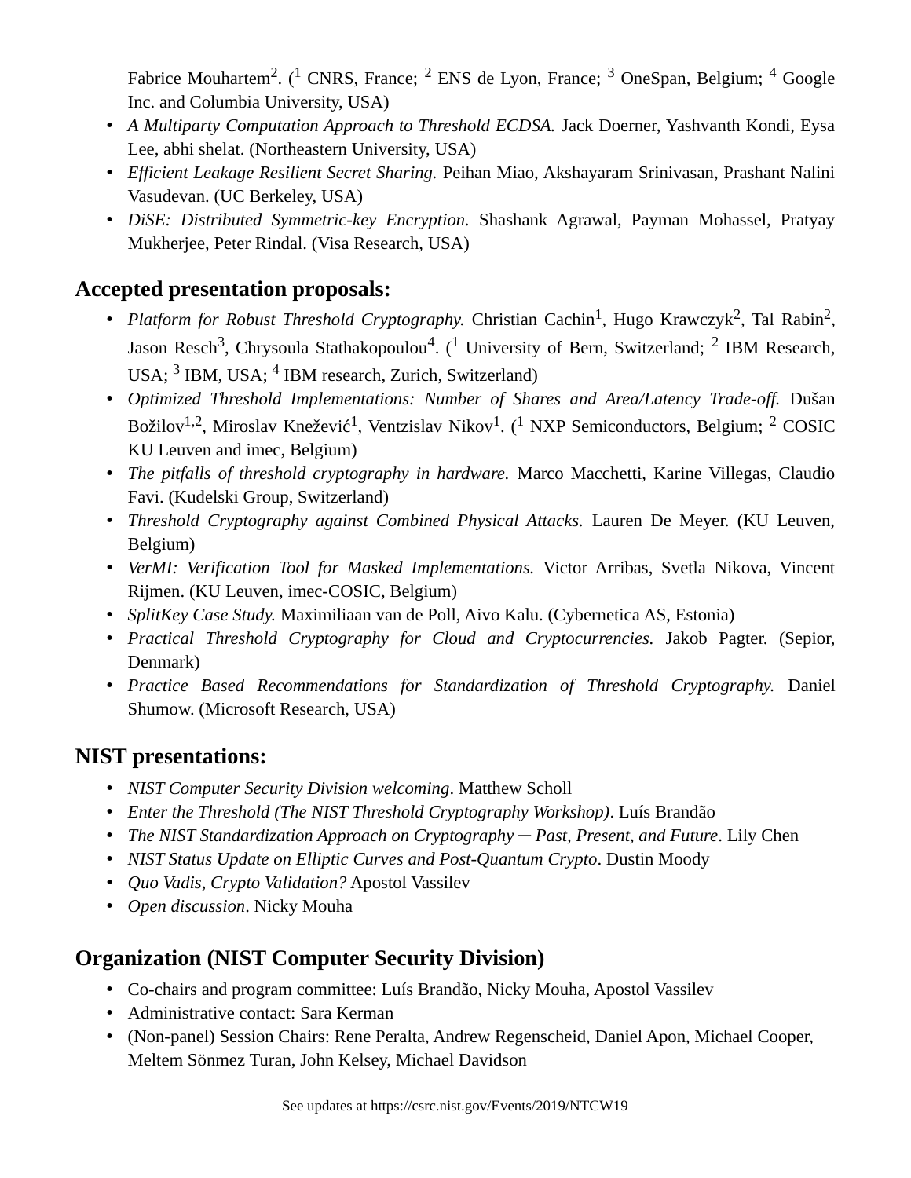Fabrice Mouhartem[2]. ([1] CNRS, France; [2] ENS de Lyon, France; [3] OneSpan, Belgium; [4] Google Inc. and Columbia University, USA)

- *A Multiparty Computation Approach to Threshold ECDSA.* Jack Doerner, Yashvanth Kondi, Eysa Lee, abhi shelat. (Northeastern University, USA)
- *Efficient Leakage Resilient Secret Sharing.* Peihan Miao, Akshayaram Srinivasan, Prashant Nalini Vasudevan. (UC Berkeley, USA)
- *DiSE: Distributed Symmetric-key Encryption.* Shashank Agrawal, Payman Mohassel, Pratyay Mukherjee, Peter Rindal. (Visa Research, USA)

## Accepted presentation proposals:

- *Platform for Robust Threshold Cryptography.* Christian Cachin[1], Hugo Krawczyk[2], Tal Rabin[2], Jason Resch[3], Chrysoula Stathakopoulou[4]. ([1] University of Bern, Switzerland; [2] IBM Research, USA; [3] IBM, USA; [4] IBM research, Zurich, Switzerland)
- *Optimized Threshold Implementations: Number of Shares and Area/Latency Trade-off.* Dušan Božilov[1,2], Miroslav Knežević[1], Ventzislav Nikov[1]. ([1] NXP Semiconductors, Belgium; [2] COSIC KU Leuven and imec, Belgium)
- *The pitfalls of threshold cryptography in hardware.* Marco Macchetti, Karine Villegas, Claudio Favi. (Kudelski Group, Switzerland)
- *Threshold Cryptography against Combined Physical Attacks.* Lauren De Meyer. (KU Leuven, Belgium)
- *VerMI: Verification Tool for Masked Implementations.* Victor Arribas, Svetla Nikova, Vincent Rijmen. (KU Leuven, imec-COSIC, Belgium)
- *SplitKey Case Study.* Maximiliaan van de Poll, Aivo Kalu. (Cybernetica AS, Estonia)
- *Practical Threshold Cryptography for Cloud and Cryptocurrencies.* Jakob Pagter. (Sepior, Denmark)
- *Practice Based Recommendations for Standardization of Threshold Cryptography.* Daniel Shumow. (Microsoft Research, USA)

## NIST presentations:

- *NIST Computer Security Division welcoming*. Matthew Scholl
- *Enter the Threshold (The NIST Threshold Cryptography Workshop)*. Luís Brandão
- *The NIST Standardization Approach on Cryptography ─ Past, Present, and Future*. Lily Chen
- *NIST Status Update on Elliptic Curves and Post-Quantum Crypto*. Dustin Moody
- *Quo Vadis, Crypto Validation?* Apostol Vassilev
- *Open discussion*. Nicky Mouha

## Organization (NIST Computer Security Division)

- Co-chairs and program committee: Luís Brandão, Nicky Mouha, Apostol Vassilev
- Administrative contact: Sara Kerman
- (Non-panel) Session Chairs: Rene Peralta, Andrew Regenscheid, Daniel Apon, Michael Cooper, Meltem Sönmez Turan, John Kelsey, Michael Davidson

See updates at https://csrc.nist.gov/Events/2019/NTCW19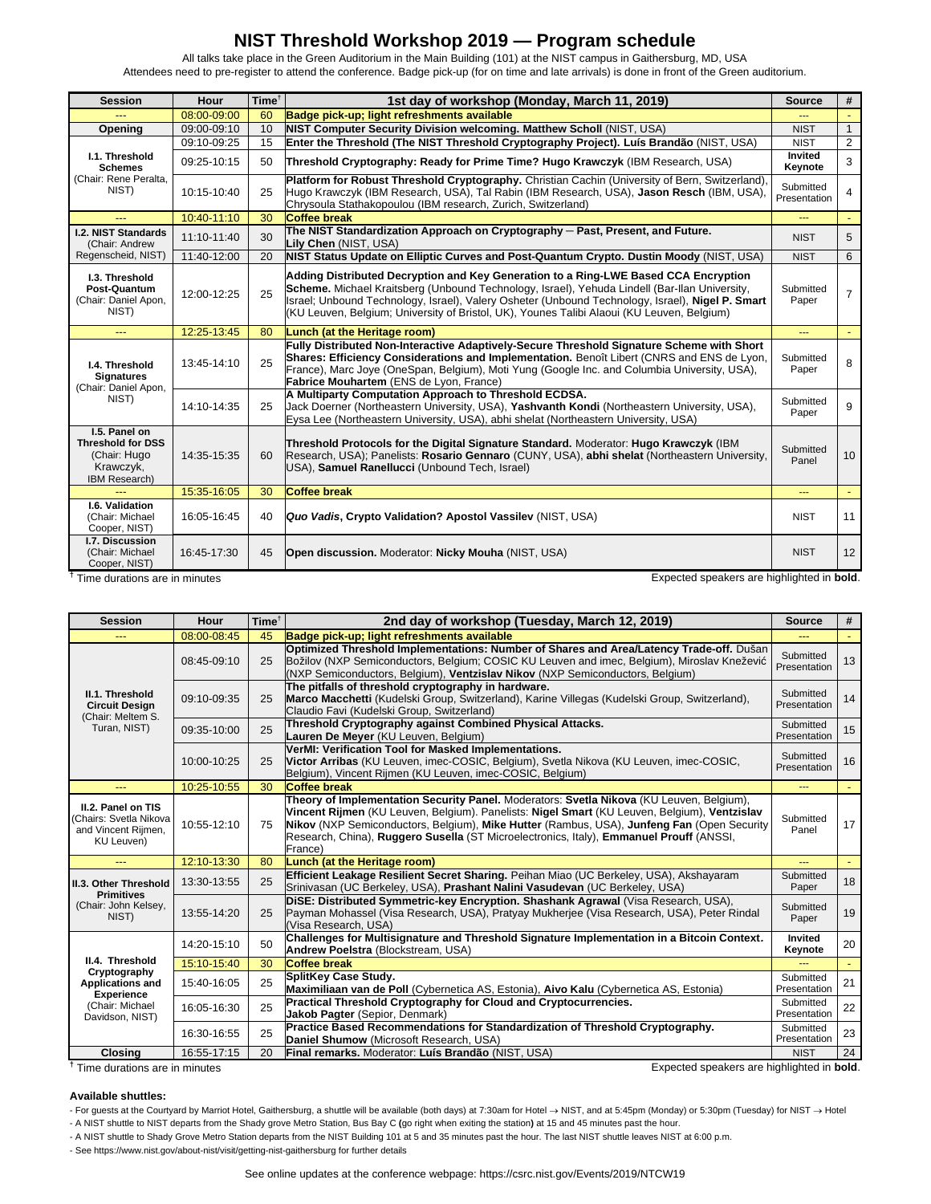# NIST Threshold Workshop 2019 — Program schedule

All talks take place in the Green Auditorium in the Main Building (101) at the NIST campus in Gaithersburg, MD, USA
Attendees need to pre-register to attend the conference. Badge pick-up (for on time and late arrivals) is done in front of the Green auditorium.

| Session | Hour | Time† | 1st day of workshop (Monday, March 11, 2019) | Source | # |
|---|---|---|---|---|---|
| --- | 08:00-09:00 | 60 | **Badge pick-up; light refreshments available** | --- | - |
| **Opening** | 09:00-09:10 | 10 | **NIST Computer Security Division welcoming. Matthew Scholl** (NIST, USA) | NIST | 1 |
| **I.1. Threshold Schemes** (Chair: Rene Peralta, NIST) | 09:10-09:25 | 15 | **Enter the Threshold (The NIST Threshold Cryptography Project). Luís Brandão** (NIST, USA) | NIST | 2 |
| | 09:25-10:15 | 50 | **Threshold Cryptography: Ready for Prime Time? Hugo Krawczyk** (IBM Research, USA) | **Invited Keynote** | 3 |
| | 10:15-10:40 | 25 | **Platform for Robust Threshold Cryptography.** Christian Cachin (University of Bern, Switzerland), Hugo Krawczyk (IBM Research, USA), Tal Rabin (IBM Research, USA), **Jason Resch** (IBM, USA), Chrysoula Stathakopoulou (IBM research, Zurich, Switzerland) | Submitted Presentation | 4 |
| --- | 10:40-11:10 | 30 | **Coffee break** | --- | - |
| **I.2. NIST Standards** (Chair: Andrew Regenscheid, NIST) | 11:10-11:40 | 30 | **The NIST Standardization Approach on Cryptography ─ Past, Present, and Future. Lily Chen** (NIST, USA) | NIST | 5 |
| | 11:40-12:00 | 20 | **NIST Status Update on Elliptic Curves and Post-Quantum Crypto. Dustin Moody** (NIST, USA) | NIST | 6 |
| **I.3. Threshold Post-Quantum** (Chair: Daniel Apon, NIST) | 12:00-12:25 | 25 | **Adding Distributed Decryption and Key Generation to a Ring-LWE Based CCA Encryption Scheme.** Michael Kraitsberg (Unbound Technology, Israel), Yehuda Lindell (Bar-Ilan University, Israel; Unbound Technology, Israel), Valery Osheter (Unbound Technology, Israel), **Nigel P. Smart** (KU Leuven, Belgium; University of Bristol, UK), Younes Talibi Alaoui (KU Leuven, Belgium) | Submitted Paper | 7 |
| --- | 12:25-13:45 | 80 | **Lunch (at the Heritage room)** | --- | - |
| **I.4. Threshold Signatures** (Chair: Daniel Apon, NIST) | 13:45-14:10 | 25 | **Fully Distributed Non-Interactive Adaptively-Secure Threshold Signature Scheme with Short Shares: Efficiency Considerations and Implementation.** Benoît Libert (CNRS and ENS de Lyon, France), Marc Joye (OneSpan, Belgium), Moti Yung (Google Inc. and Columbia University, USA), **Fabrice Mouhartem** (ENS de Lyon, France) | Submitted Paper | 8 |
| | 14:10-14:35 | 25 | **A Multiparty Computation Approach to Threshold ECDSA.** Jack Doerner (Northeastern University, USA), **Yashvanth Kondi** (Northeastern University, USA), Eysa Lee (Northeastern University, USA), abhi shelat (Northeastern University, USA) | Submitted Paper | 9 |
| **I.5. Panel on Threshold for DSS** (Chair: Hugo Krawczyk, IBM Research) | 14:35-15:35 | 60 | **Threshold Protocols for the Digital Signature Standard.** Moderator: **Hugo Krawczyk** (IBM Research, USA); Panelists: **Rosario Gennaro** (CUNY, USA), **abhi shelat** (Northeastern University, USA), **Samuel Ranellucci** (Unbound Tech, Israel) | Submitted Panel | 10 |
| --- | 15:35-16:05 | 30 | **Coffee break** | --- | - |
| **I.6. Validation** (Chair: Michael Cooper, NIST) | 16:05-16:45 | 40 | ***Quo Vadis*, Crypto Validation? Apostol Vassilev** (NIST, USA) | NIST | 11 |
| **I.7. Discussion** (Chair: Michael Cooper, NIST) | 16:45-17:30 | 45 | **Open discussion.** Moderator: **Nicky Mouha** (NIST, USA) | NIST | 12 |

† Time durations are in minutes. Expected speakers are highlighted in **bold**.

| Session | Hour | Time† | 2nd day of workshop (Tuesday, March 12, 2019) | Source | # |
|---|---|---|---|---|---|
| --- | 08:00-08:45 | 45 | **Badge pick-up; light refreshments available** | --- | - |
| **II.1. Threshold Circuit Design** (Chair: Meltem S. Turan, NIST) | 08:45-09:10 | 25 | **Optimized Threshold Implementations: Number of Shares and Area/Latency Trade-off.** Dušan Božilov (NXP Semiconductors, Belgium; COSIC KU Leuven and imec, Belgium), Miroslav Knežević (NXP Semiconductors, Belgium), **Ventzislav Nikov** (NXP Semiconductors, Belgium) | Submitted Presentation | 13 |
| | 09:10-09:35 | 25 | **The pitfalls of threshold cryptography in hardware. Marco Macchetti** (Kudelski Group, Switzerland), Karine Villegas (Kudelski Group, Switzerland), Claudio Favi (Kudelski Group, Switzerland) | Submitted Presentation | 14 |
| | 09:35-10:00 | 25 | **Threshold Cryptography against Combined Physical Attacks. Lauren De Meyer** (KU Leuven, Belgium) | Submitted Presentation | 15 |
| | 10:00-10:25 | 25 | **VerMI: Verification Tool for Masked Implementations. Victor Arribas** (KU Leuven, imec-COSIC, Belgium), Svetla Nikova (KU Leuven, imec-COSIC, Belgium), Vincent Rijmen (KU Leuven, imec-COSIC, Belgium) | Submitted Presentation | 16 |
| --- | 10:25-10:55 | 30 | **Coffee break** | --- | - |
| **II.2. Panel on TIS** (Chairs: Svetla Nikova and Vincent Rijmen, KU Leuven) | 10:55-12:10 | 75 | **Theory of Implementation Security Panel.** Moderators: **Svetla Nikova** (KU Leuven, Belgium), **Vincent Rijmen** (KU Leuven, Belgium). Panelists: **Nigel Smart** (KU Leuven, Belgium), **Ventzislav Nikov** (NXP Semiconductors, Belgium), **Mike Hutter** (Rambus, USA), **Junfeng Fan** (Open Security Research, China), **Ruggero Susella** (ST Microelectronics, Italy), **Emmanuel Prouff** (ANSSI, France) | Submitted Panel | 17 |
| --- | 12:10-13:30 | 80 | **Lunch (at the Heritage room)** | --- | - |
| **II.3. Other Threshold Primitives** (Chair: John Kelsey, NIST) | 13:30-13:55 | 25 | **Efficient Leakage Resilient Secret Sharing.** Peihan Miao (UC Berkeley, USA), Akshayaram Srinivasan (UC Berkeley, USA), **Prashant Nalini Vasudevan** (UC Berkeley, USA) | Submitted Paper | 18 |
| | 13:55-14:20 | 25 | **DiSE: Distributed Symmetric-key Encryption. Shashank Agrawal** (Visa Research, USA), Payman Mohassel (Visa Research, USA), Pratyay Mukherjee (Visa Research, USA), Peter Rindal (Visa Research, USA) | Submitted Paper | 19 |
| **II.4. Threshold Cryptography Applications and Experience** (Chair: Michael Davidson, NIST) | 14:20-15:10 | 50 | **Challenges for Multisignature and Threshold Signature Implementation in a Bitcoin Context. Andrew Poelstra** (Blockstream, USA) | **Invited Keynote** | 20 |
| | 15:10-15:40 | 30 | **Coffee break** | --- | - |
| | 15:40-16:05 | 25 | **SplitKey Case Study. Maximiliaan van de Poll** (Cybernetica AS, Estonia), **Aivo Kalu** (Cybernetica AS, Estonia) | Submitted Presentation | 21 |
| | 16:05-16:30 | 25 | **Practical Threshold Cryptography for Cloud and Cryptocurrencies. Jakob Pagter** (Sepior, Denmark) | Submitted Presentation | 22 |
| | 16:30-16:55 | 25 | **Practice Based Recommendations for Standardization of Threshold Cryptography. Daniel Shumow** (Microsoft Research, USA) | Submitted Presentation | 23 |
| **Closing** | 16:55-17:15 | 20 | **Final remarks.** Moderator: **Luís Brandão** (NIST, USA) | NIST | 24 |

† Time durations are in minutes. Expected speakers are highlighted in **bold**.

**Available shuttles:**

- For guests at the Courtyard by Marriot Hotel, Gaithersburg, a shuttle will be available (both days) at 7:30am for Hotel → NIST, and at 5:45pm (Monday) or 5:30pm (Tuesday) for NIST → Hotel
- A NIST shuttle to NIST departs from the Shady grove Metro Station, Bus Bay C **(**go right when exiting the station**)** at 15 and 45 minutes past the hour.
- A NIST shuttle to Shady Grove Metro Station departs from the NIST Building 101 at 5 and 35 minutes past the hour. The last NIST shuttle leaves NIST at 6:00 p.m.
- See https://www.nist.gov/about-nist/visit/getting-nist-gaithersburg for further details

See online updates at the conference webpage: https://csrc.nist.gov/Events/2019/NTCW19